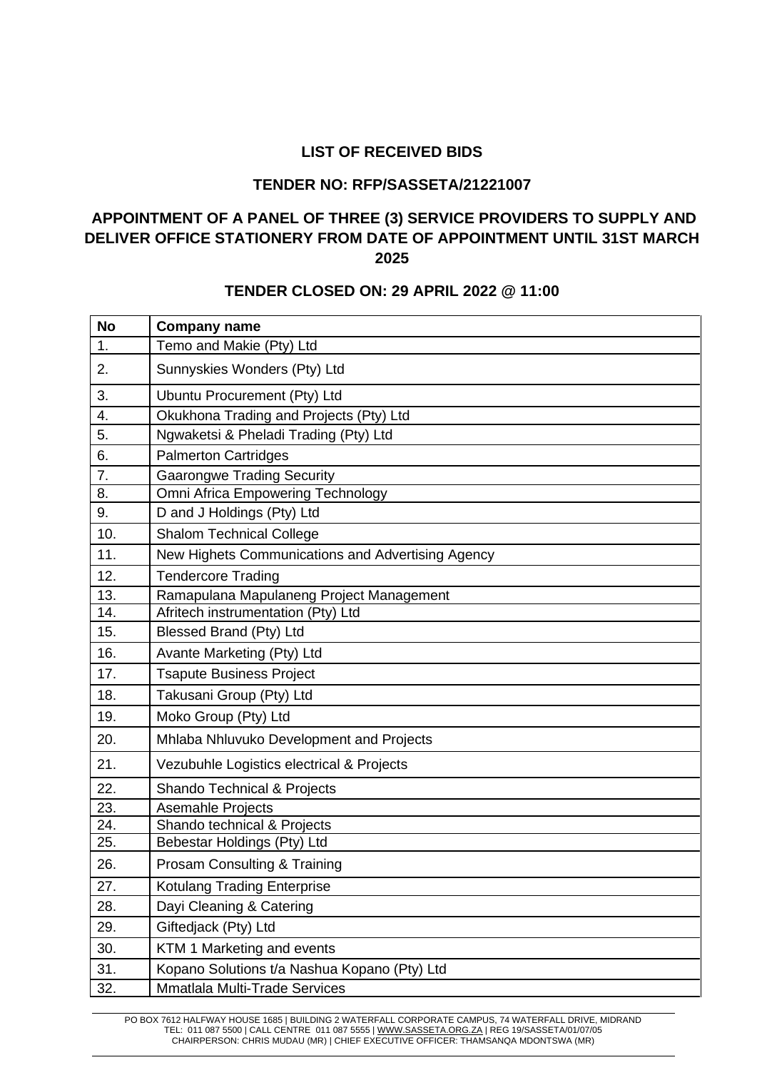**LIST OF RECEIVED BIDS**

**TENDER NO: RFP/SASSETA/21221007**

**APPOINTMENT OF A PANEL OF THREE (3) SERVICE PROVIDERS TO SUPPLY AND DELIVER OFFICE STATIONERY FROM DATE OF APPOINTMENT UNTIL 31ST MARCH 2025**

**TENDER CLOSED ON: 29 APRIL 2022 @ 11:00**

| No | Company name |
|---|---|
| 1. | Temo and Makie (Pty) Ltd |
| 2. | Sunnyskies Wonders (Pty) Ltd |
| 3. | Ubuntu Procurement (Pty) Ltd |
| 4. | Okukhona Trading and Projects (Pty) Ltd |
| 5. | Ngwaketsi & Pheladi Trading (Pty) Ltd |
| 6. | Palmerton Cartridges |
| 7. | Gaarongwe Trading Security |
| 8. | Omni Africa Empowering Technology |
| 9. | D and J Holdings (Pty) Ltd |
| 10. | Shalom Technical College |
| 11. | New Highets Communications and Advertising Agency |
| 12. | Tendercore Trading |
| 13. | Ramapulana Mapulaneng Project Management |
| 14. | Afritech instrumentation (Pty) Ltd |
| 15. | Blessed Brand (Pty) Ltd |
| 16. | Avante Marketing (Pty) Ltd |
| 17. | Tsapute Business Project |
| 18. | Takusani Group (Pty) Ltd |
| 19. | Moko Group (Pty) Ltd |
| 20. | Mhlaba Nhluvuko Development and Projects |
| 21. | Vezubuhle Logistics electrical & Projects |
| 22. | Shando Technical & Projects |
| 23. | Asemahle Projects |
| 24. | Shando technical & Projects |
| 25. | Bebestar Holdings (Pty) Ltd |
| 26. | Prosam Consulting & Training |
| 27. | Kotulang Trading Enterprise |
| 28. | Dayi Cleaning & Catering |
| 29. | Giftedjack (Pty) Ltd |
| 30. | KTM 1 Marketing and events |
| 31. | Kopano Solutions t/a Nashua Kopano (Pty) Ltd |
| 32. | Mmatlala Multi-Trade Services |

PO BOX 7612 HALFWAY HOUSE 1685 | BUILDING 2 WATERFALL CORPORATE CAMPUS, 74 WATERFALL DRIVE, MIDRAND
TEL: 011 087 5500 | CALL CENTRE 011 087 5555 | WWW.SASSETA.ORG.ZA | REG 19/SASSETA/01/07/05
CHAIRPERSON: CHRIS MUDAU (MR) | CHIEF EXECUTIVE OFFICER: THAMSANQA MDONTSWA (MR)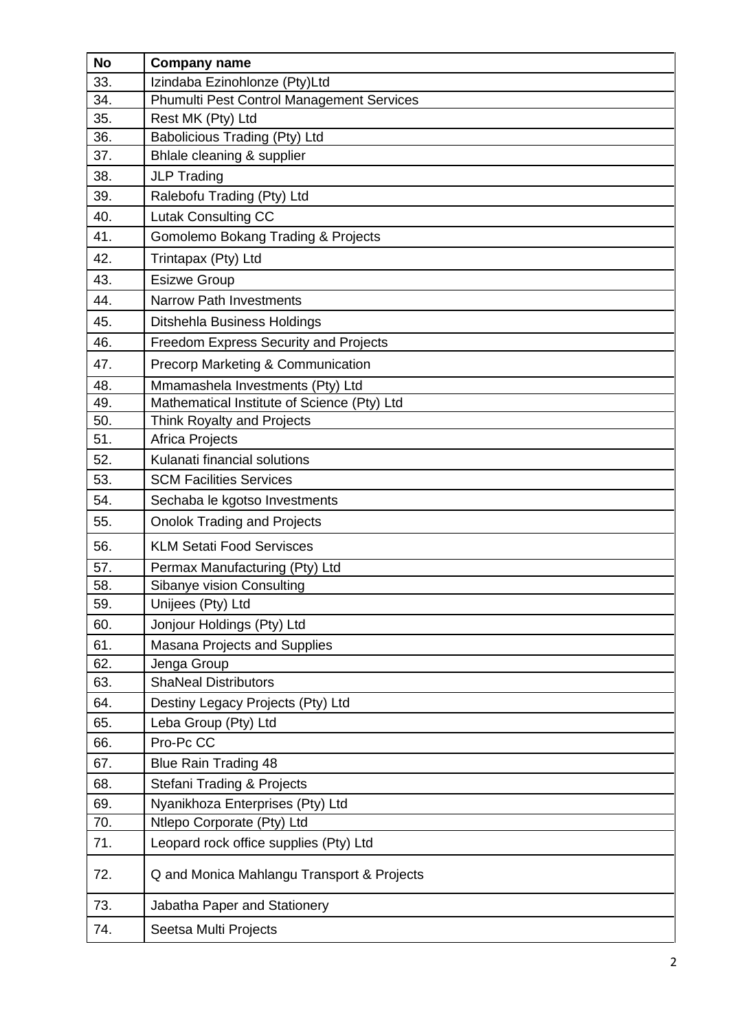| No | Company name |
| --- | --- |
| 33. | Izindaba Ezinohlonze (Pty)Ltd |
| 34. | Phumulti Pest Control Management Services |
| 35. | Rest MK (Pty) Ltd |
| 36. | Babolicious Trading (Pty) Ltd |
| 37. | Bhlale cleaning & supplier |
| 38. | JLP Trading |
| 39. | Ralebofu Trading (Pty) Ltd |
| 40. | Lutak Consulting CC |
| 41. | Gomolemo Bokang Trading & Projects |
| 42. | Trintapax (Pty) Ltd |
| 43. | Esizwe Group |
| 44. | Narrow Path Investments |
| 45. | Ditshehla Business Holdings |
| 46. | Freedom Express Security and Projects |
| 47. | Precorp Marketing & Communication |
| 48. | Mmamashela Investments (Pty) Ltd |
| 49. | Mathematical Institute of Science (Pty) Ltd |
| 50. | Think Royalty and Projects |
| 51. | Africa Projects |
| 52. | Kulanati financial solutions |
| 53. | SCM Facilities Services |
| 54. | Sechaba le kgotso Investments |
| 55. | Onolok Trading and Projects |
| 56. | KLM Setati Food Servisces |
| 57. | Permax Manufacturing (Pty) Ltd |
| 58. | Sibanye vision Consulting |
| 59. | Unijees (Pty) Ltd |
| 60. | Jonjour Holdings (Pty) Ltd |
| 61. | Masana Projects and Supplies |
| 62. | Jenga Group |
| 63. | ShaNeal Distributors |
| 64. | Destiny Legacy Projects (Pty) Ltd |
| 65. | Leba Group (Pty) Ltd |
| 66. | Pro-Pc CC |
| 67. | Blue Rain Trading 48 |
| 68. | Stefani Trading & Projects |
| 69. | Nyanikhoza Enterprises (Pty) Ltd |
| 70. | Ntlepo Corporate (Pty) Ltd |
| 71. | Leopard rock office supplies (Pty) Ltd |
| 72. | Q and Monica Mahlangu Transport & Projects |
| 73. | Jabatha Paper and Stationery |
| 74. | Seetsa Multi Projects |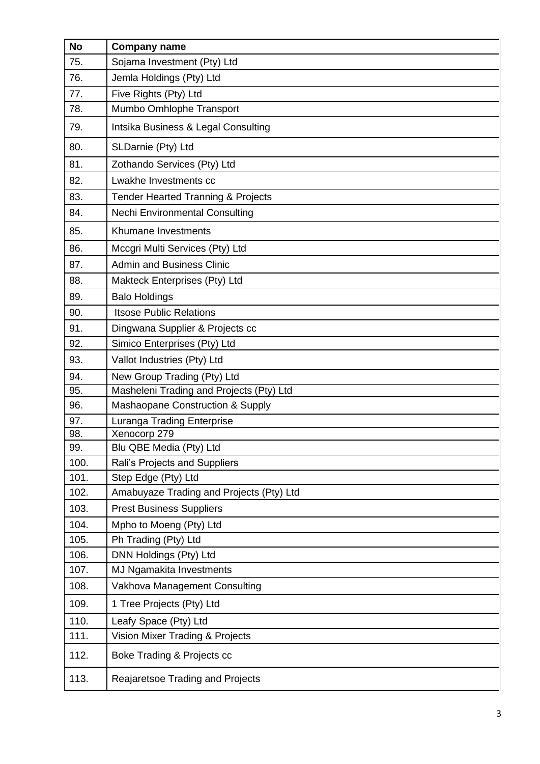| No | Company name |
| --- | --- |
| 75. | Sojama Investment (Pty) Ltd |
| 76. | Jemla Holdings (Pty) Ltd |
| 77. | Five Rights (Pty) Ltd |
| 78. | Mumbo Omhlophe Transport |
| 79. | Intsika Business & Legal Consulting |
| 80. | SLDarnie (Pty) Ltd |
| 81. | Zothando Services (Pty) Ltd |
| 82. | Lwakhe Investments cc |
| 83. | Tender Hearted Tranning & Projects |
| 84. | Nechi Environmental Consulting |
| 85. | Khumane Investments |
| 86. | Mccgri Multi Services (Pty) Ltd |
| 87. | Admin and Business Clinic |
| 88. | Makteck Enterprises (Pty) Ltd |
| 89. | Balo Holdings |
| 90. | Itsose Public Relations |
| 91. | Dingwana Supplier & Projects cc |
| 92. | Simico Enterprises (Pty) Ltd |
| 93. | Vallot Industries (Pty) Ltd |
| 94. | New Group Trading (Pty) Ltd |
| 95. | Masheleni Trading and Projects (Pty) Ltd |
| 96. | Mashaopane Construction & Supply |
| 97. | Luranga Trading Enterprise |
| 98. | Xenocorp 279 |
| 99. | Blu QBE Media (Pty) Ltd |
| 100. | Rali's Projects and Suppliers |
| 101. | Step Edge (Pty) Ltd |
| 102. | Amabuyaze Trading and Projects (Pty) Ltd |
| 103. | Prest Business Suppliers |
| 104. | Mpho to Moeng (Pty) Ltd |
| 105. | Ph Trading (Pty) Ltd |
| 106. | DNN Holdings (Pty) Ltd |
| 107. | MJ Ngamakita Investments |
| 108. | Vakhova Management Consulting |
| 109. | 1 Tree Projects (Pty) Ltd |
| 110. | Leafy Space (Pty) Ltd |
| 111. | Vision Mixer Trading & Projects |
| 112. | Boke Trading & Projects cc |
| 113. | Reajaretsoe Trading and Projects |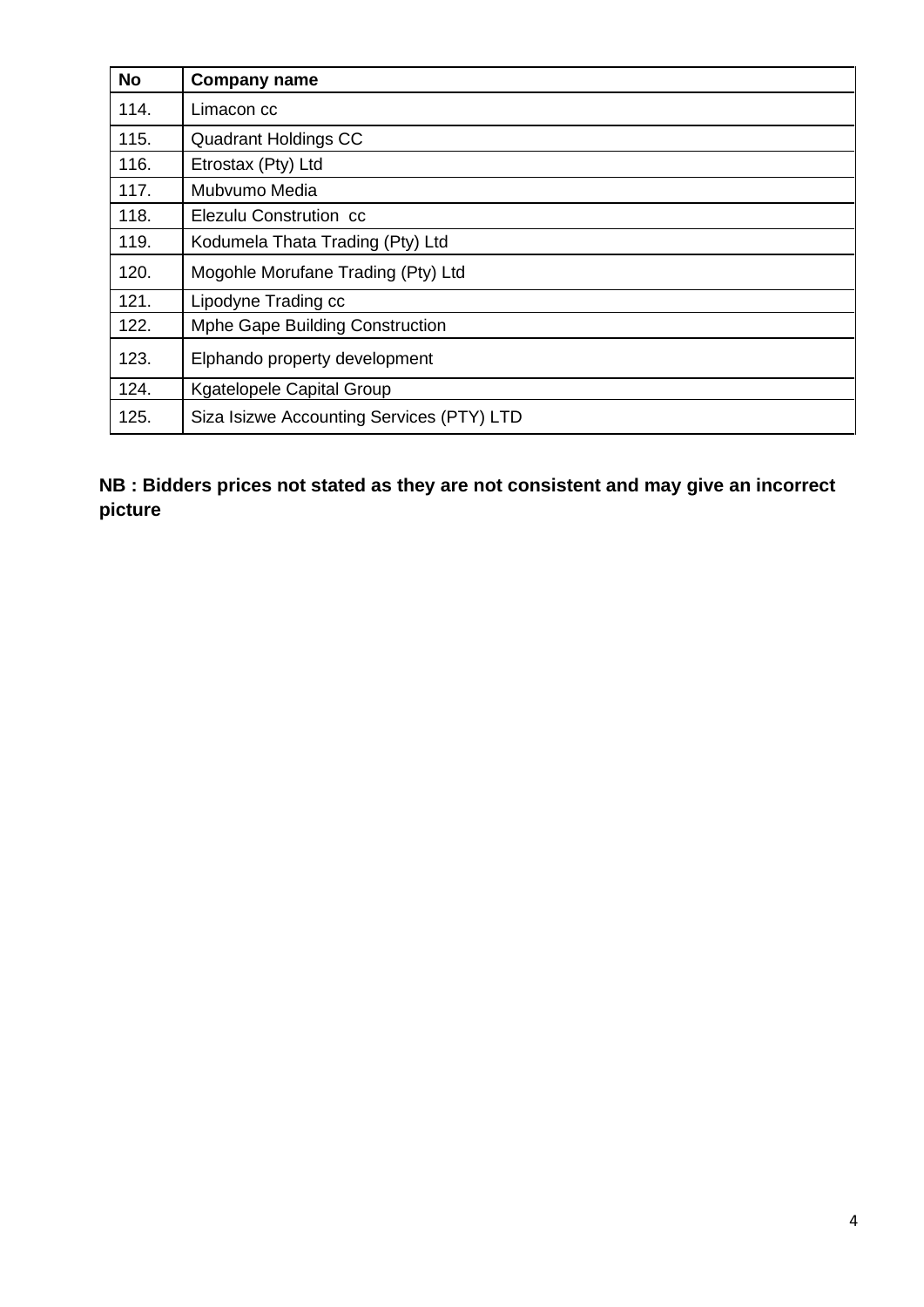| No | Company name |
|---|---|
| 114. | Limacon cc |
| 115. | Quadrant Holdings CC |
| 116. | Etrostax (Pty) Ltd |
| 117. | Mubvumo Media |
| 118. | Elezulu Constrution  cc |
| 119. | Kodumela Thata Trading (Pty) Ltd |
| 120. | Mogohle Morufane Trading (Pty) Ltd |
| 121. | Lipodyne Trading cc |
| 122. | Mphe Gape Building Construction |
| 123. | Elphando property development |
| 124. | Kgatelopele Capital Group |
| 125. | Siza Isizwe Accounting Services (PTY) LTD |

**NB : Bidders prices not stated as they are not consistent and may give an incorrect picture**